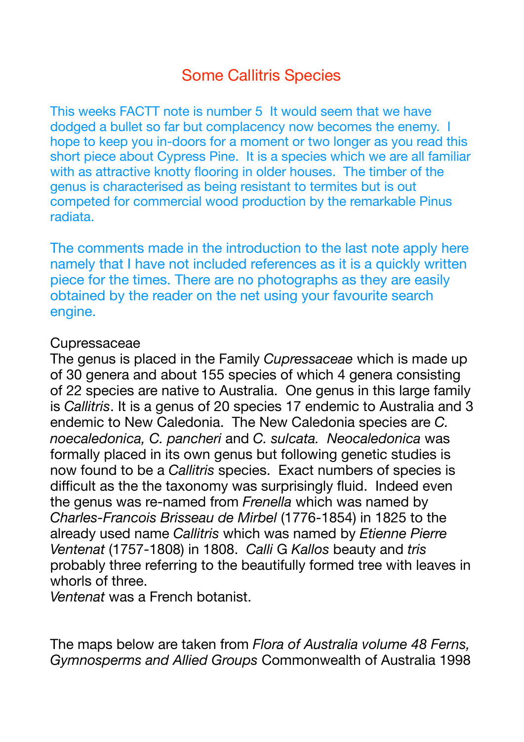# Some Callitris Species

This weeks FACTT note is number 5  It would seem that we have dodged a bullet so far but complacency now becomes the enemy.  I hope to keep you in-doors for a moment or two longer as you read this short piece about Cypress Pine.  It is a species which we are all familiar with as attractive knotty flooring in older houses.  The timber of the genus is characterised as being resistant to termites but is out competed for commercial wood production by the remarkable Pinus radiata.

The comments made in the introduction to the last note apply here namely that I have not included references as it is a quickly written piece for the times. There are no photographs as they are easily obtained by the reader on the net using your favourite search engine.

Cupressaceae

The genus is placed in the Family *Cupressaceae* which is made up of 30 genera and about 155 species of which 4 genera consisting of 22 species are native to Australia.  One genus in this large family is *Callitris*. It is a genus of 20 species 17 endemic to Australia and 3 endemic to New Caledonia.  The New Caledonia species are *C. noecaledonica, C. pancheri* and *C. sulcata. Neocaledonica* was formally placed in its own genus but following genetic studies is now found to be a *Callitris* species.  Exact numbers of species is difficult as the the taxonomy was surprisingly fluid.  Indeed even the genus was re-named from *Frenella* which was named by *Charles-Francois Brisseau de Mirbel* (1776-1854) in 1825 to the already used name *Callitris* which was named by *Etienne Pierre Ventenat* (1757-1808) in 1808.  *Calli* G *Kallos* beauty and *tris* probably three referring to the beautifully formed tree with leaves in whorls of three.

*Ventenat* was a French botanist.

The maps below are taken from *Flora of Australia volume 48 Ferns, Gymnosperms and Allied Groups* Commonwealth of Australia 1998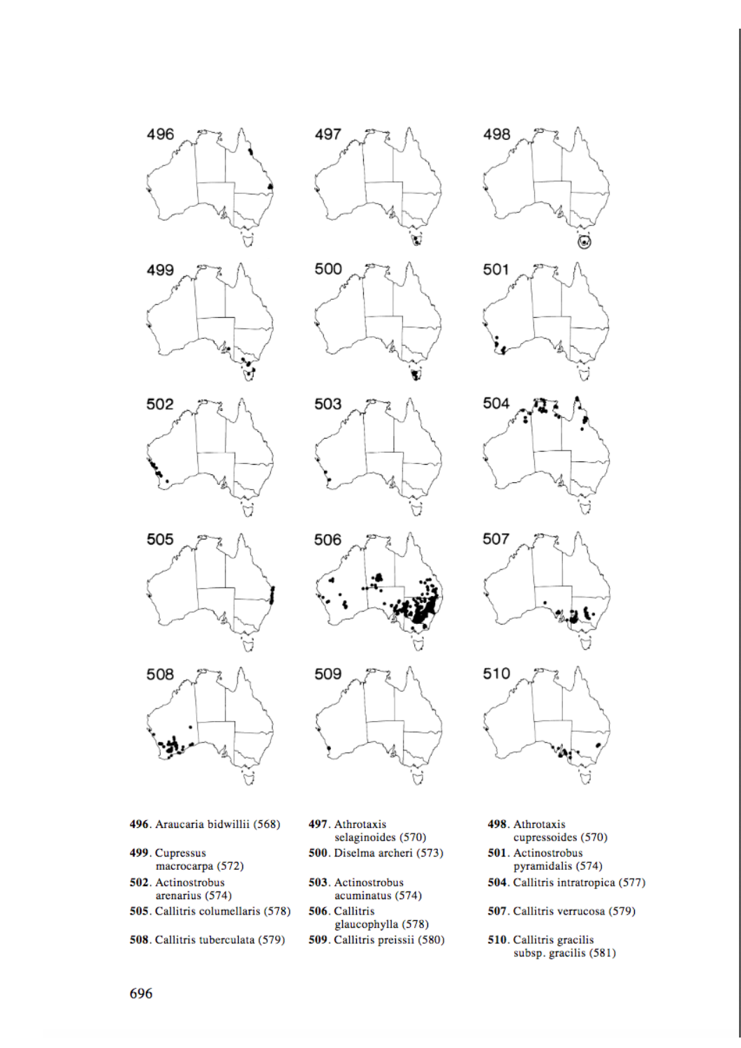**496**. Araucaria bidwillii (568)

**497**. Athrotaxis selaginoides (570)

**498**. Athrotaxis cupressoides (570)

**499**. Cupressus macrocarpa (572)

**500**. Diselma archeri (573)

**501**. Actinostrobus pyramidalis (574)

**502**. Actinostrobus arenarius (574)

**503**. Actinostrobus acuminatus (574)

**504**. Callitris intratropica (577)

**505**. Callitris columellaris (578)

**506**. Callitris glaucophylla (578)

**507**. Callitris verrucosa (579)

**508**. Callitris tuberculata (579)

**509**. Callitris preissii (580)

**510**. Callitris gracilis subsp. gracilis (581)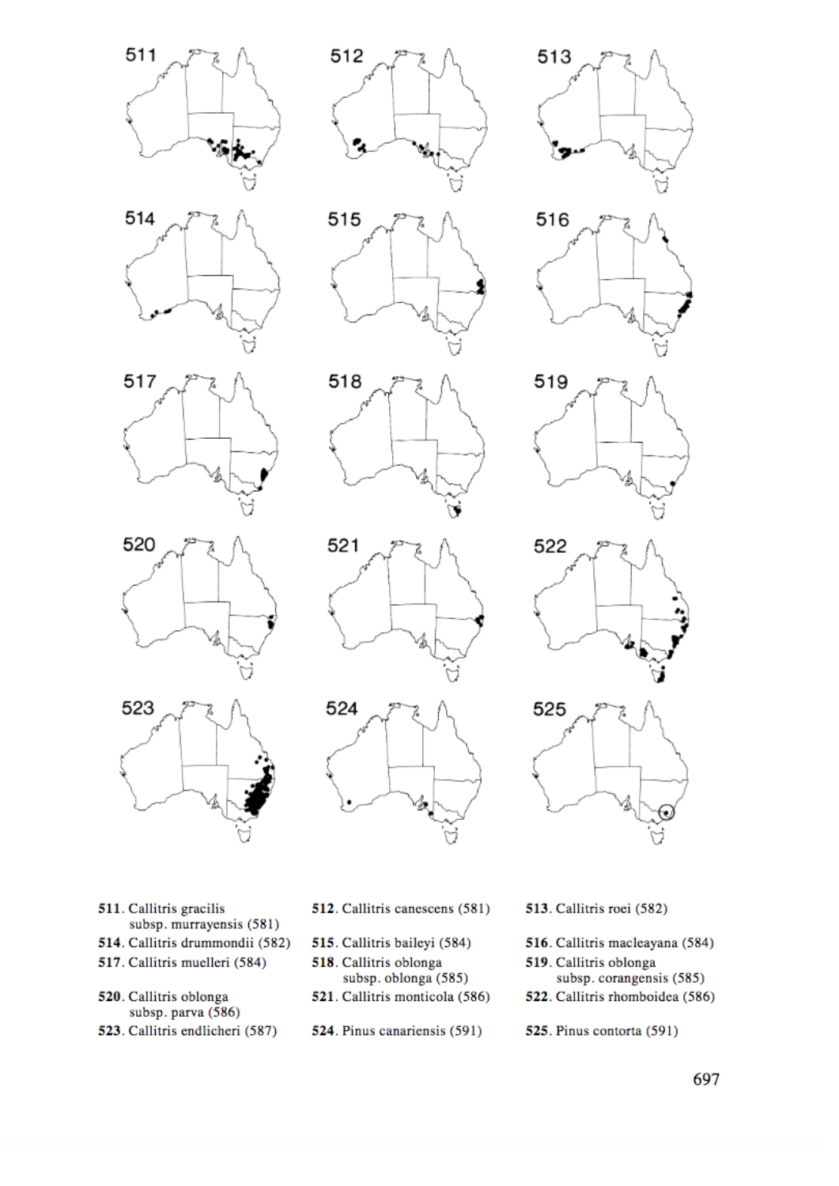511. Callitris gracilis subsp. murrayensis (581)

512. Callitris canescens (581)

513. Callitris roei (582)

514. Callitris drummondii (582)

515. Callitris baileyi (584)

516. Callitris macleayana (584)

517. Callitris muelleri (584)

518. Callitris oblonga subsp. oblonga (585)

519. Callitris oblonga subsp. corangensis (585)

520. Callitris oblonga subsp. parva (586)

521. Callitris monticola (586)

522. Callitris rhomboidea (586)

523. Callitris endlicheri (587)

524. Pinus canariensis (591)

525. Pinus contorta (591)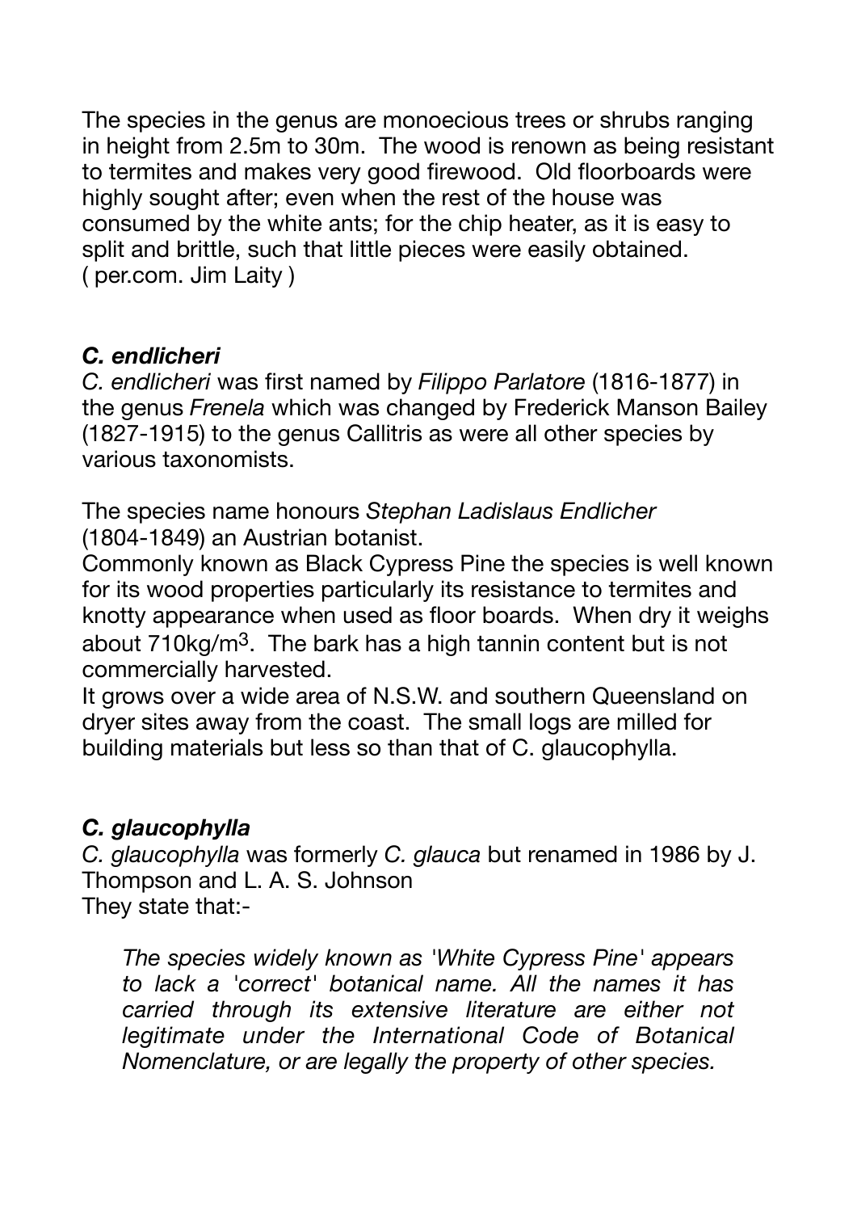The species in the genus are monoecious trees or shrubs ranging in height from 2.5m to 30m. The wood is renown as being resistant to termites and makes very good firewood. Old floorboards were highly sought after; even when the rest of the house was consumed by the white ants; for the chip heater, as it is easy to split and brittle, such that little pieces were easily obtained. ( per.com. Jim Laity )

### *C. endlicheri*

*C. endlicheri* was first named by *Filippo Parlatore* (1816-1877) in the genus *Frenela* which was changed by Frederick Manson Bailey (1827-1915) to the genus Callitris as were all other species by various taxonomists.

The species name honours *Stephan Ladislaus Endlicher* (1804-1849) an Austrian botanist.

Commonly known as Black Cypress Pine the species is well known for its wood properties particularly its resistance to termites and knotty appearance when used as floor boards. When dry it weighs about 710kg/m$^3$. The bark has a high tannin content but is not commercially harvested.

It grows over a wide area of N.S.W. and southern Queensland on dryer sites away from the coast. The small logs are milled for building materials but less so than that of C. glaucophylla.

### *C. glaucophylla*

*C. glaucophylla* was formerly *C. glauca* but renamed in 1986 by J. Thompson and L. A. S. Johnson

They state that:-

> *The species widely known as 'White Cypress Pine' appears to lack a 'correct' botanical name. All the names it has carried through its extensive literature are either not legitimate under the International Code of Botanical Nomenclature, or are legally the property of other species.*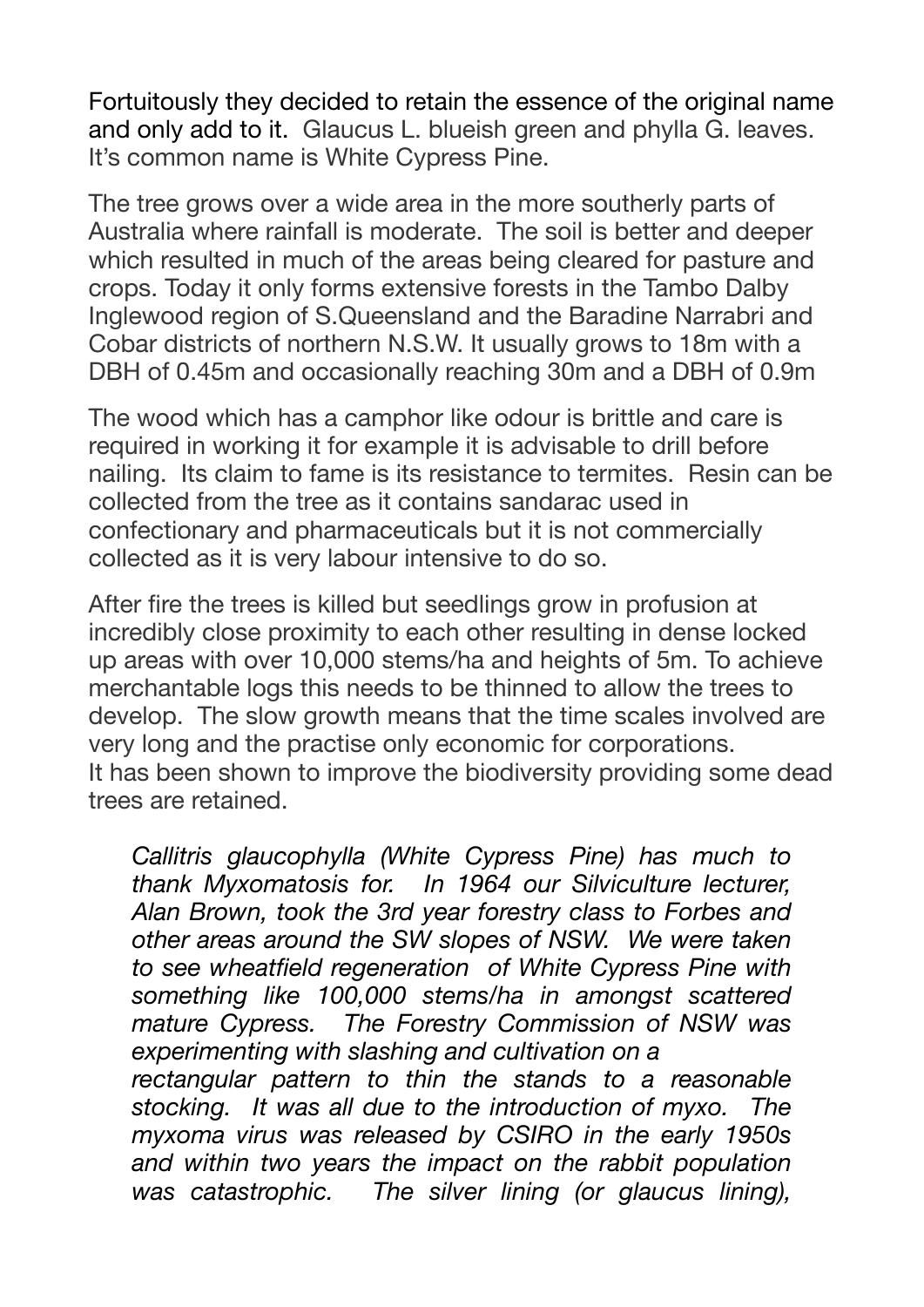Fortuitously they decided to retain the essence of the original name and only add to it. Glaucus L. blueish green and phylla G. leaves. It's common name is White Cypress Pine.

The tree grows over a wide area in the more southerly parts of Australia where rainfall is moderate. The soil is better and deeper which resulted in much of the areas being cleared for pasture and crops. Today it only forms extensive forests in the Tambo Dalby Inglewood region of S.Queensland and the Baradine Narrabri and Cobar districts of northern N.S.W. It usually grows to 18m with a DBH of 0.45m and occasionally reaching 30m and a DBH of 0.9m

The wood which has a camphor like odour is brittle and care is required in working it for example it is advisable to drill before nailing. Its claim to fame is its resistance to termites. Resin can be collected from the tree as it contains sandarac used in confectionary and pharmaceuticals but it is not commercially collected as it is very labour intensive to do so.

After fire the trees is killed but seedlings grow in profusion at incredibly close proximity to each other resulting in dense locked up areas with over 10,000 stems/ha and heights of 5m. To achieve merchantable logs this needs to be thinned to allow the trees to develop. The slow growth means that the time scales involved are very long and the practise only economic for corporations. It has been shown to improve the biodiversity providing some dead trees are retained.

> *Callitris glaucophylla (White Cypress Pine) has much to thank Myxomatosis for. In 1964 our Silviculture lecturer, Alan Brown, took the 3rd year forestry class to Forbes and other areas around the SW slopes of NSW. We were taken to see wheatfield regeneration of White Cypress Pine with something like 100,000 stems/ha in amongst scattered mature Cypress. The Forestry Commission of NSW was experimenting with slashing and cultivation on a rectangular pattern to thin the stands to a reasonable stocking. It was all due to the introduction of myxo. The myxoma virus was released by CSIRO in the early 1950s and within two years the impact on the rabbit population was catastrophic. The silver lining (or glaucus lining),*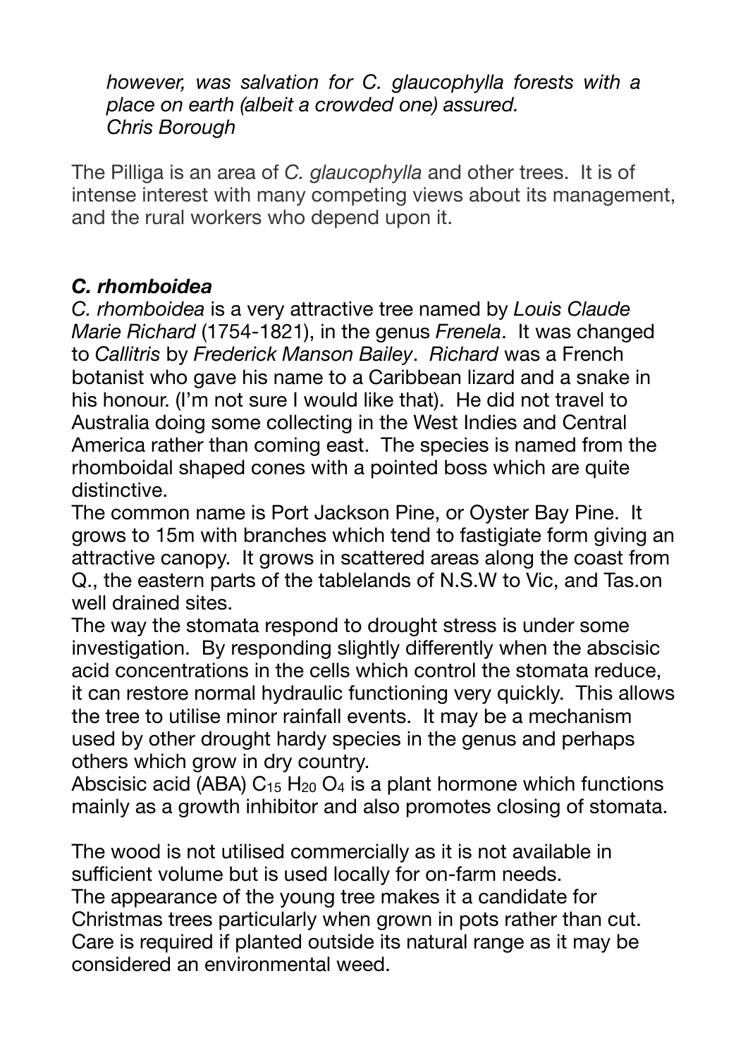*however, was salvation for C. glaucophylla forests with a place on earth (albeit a crowded one) assured.*
*Chris Borough*

The Pilliga is an area of *C. glaucophylla* and other trees. It is of intense interest with many competing views about its management, and the rural workers who depend upon it.

### *C. rhomboidea*

*C. rhomboidea* is a very attractive tree named by *Louis Claude Marie Richard* (1754-1821), in the genus *Frenela*. It was changed to *Callitris* by *Frederick Manson Bailey*. *Richard* was a French botanist who gave his name to a Caribbean lizard and a snake in his honour. (I'm not sure I would like that). He did not travel to Australia doing some collecting in the West Indies and Central America rather than coming east. The species is named from the rhomboidal shaped cones with a pointed boss which are quite distinctive.

The common name is Port Jackson Pine, or Oyster Bay Pine. It grows to 15m with branches which tend to fastigiate form giving an attractive canopy. It grows in scattered areas along the coast from Q., the eastern parts of the tablelands of N.S.W to Vic, and Tas.on well drained sites.

The way the stomata respond to drought stress is under some investigation. By responding slightly differently when the abscisic acid concentrations in the cells which control the stomata reduce, it can restore normal hydraulic functioning very quickly. This allows the tree to utilise minor rainfall events. It may be a mechanism used by other drought hardy species in the genus and perhaps others which grow in dry country.

Abscisic acid (ABA) $C_{15} H_{20} O_4$ is a plant hormone which functions mainly as a growth inhibitor and also promotes closing of stomata.

The wood is not utilised commercially as it is not available in sufficient volume but is used locally for on-farm needs.

The appearance of the young tree makes it a candidate for Christmas trees particularly when grown in pots rather than cut. Care is required if planted outside its natural range as it may be considered an environmental weed.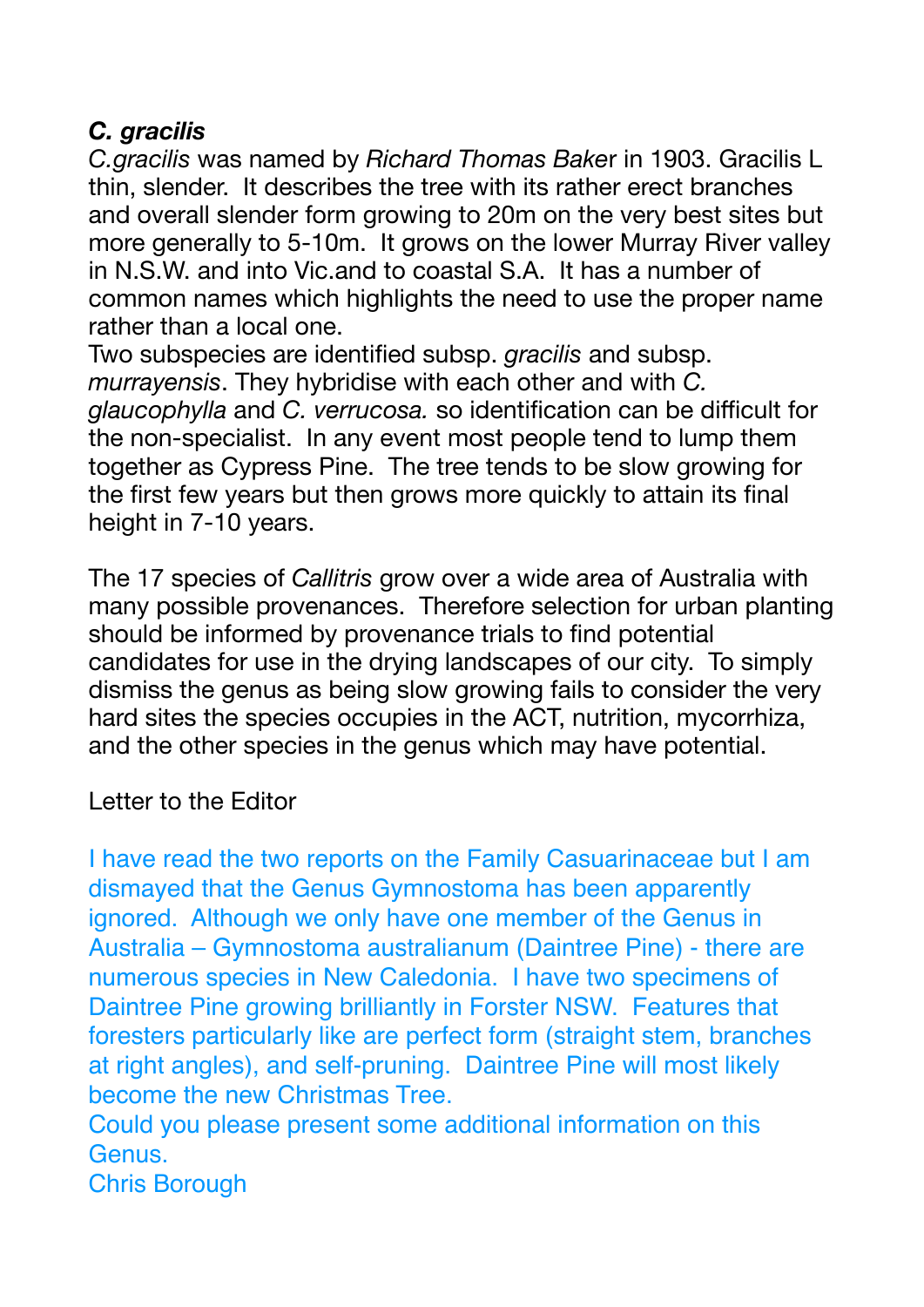### ***C. gracilis***

*C.gracilis* was named by *Richard Thomas Baker* in 1903. Gracilis L thin, slender. It describes the tree with its rather erect branches and overall slender form growing to 20m on the very best sites but more generally to 5-10m. It grows on the lower Murray River valley in N.S.W. and into Vic.and to coastal S.A. It has a number of common names which highlights the need to use the proper name rather than a local one.

Two subspecies are identified subsp. *gracilis* and subsp. *murrayensis*. They hybridise with each other and with *C. glaucophylla* and *C. verrucosa.* so identification can be difficult for the non-specialist. In any event most people tend to lump them together as Cypress Pine. The tree tends to be slow growing for the first few years but then grows more quickly to attain its final height in 7-10 years.

The 17 species of *Callitris* grow over a wide area of Australia with many possible provenances. Therefore selection for urban planting should be informed by provenance trials to find potential candidates for use in the drying landscapes of our city. To simply dismiss the genus as being slow growing fails to consider the very hard sites the species occupies in the ACT, nutrition, mycorrhiza, and the other species in the genus which may have potential.

Letter to the Editor

I have read the two reports on the Family Casuarinaceae but I am dismayed that the Genus Gymnostoma has been apparently ignored. Although we only have one member of the Genus in Australia – Gymnostoma australianum (Daintree Pine) - there are numerous species in New Caledonia. I have two specimens of Daintree Pine growing brilliantly in Forster NSW. Features that foresters particularly like are perfect form (straight stem, branches at right angles), and self-pruning. Daintree Pine will most likely become the new Christmas Tree.

Could you please present some additional information on this Genus.

Chris Borough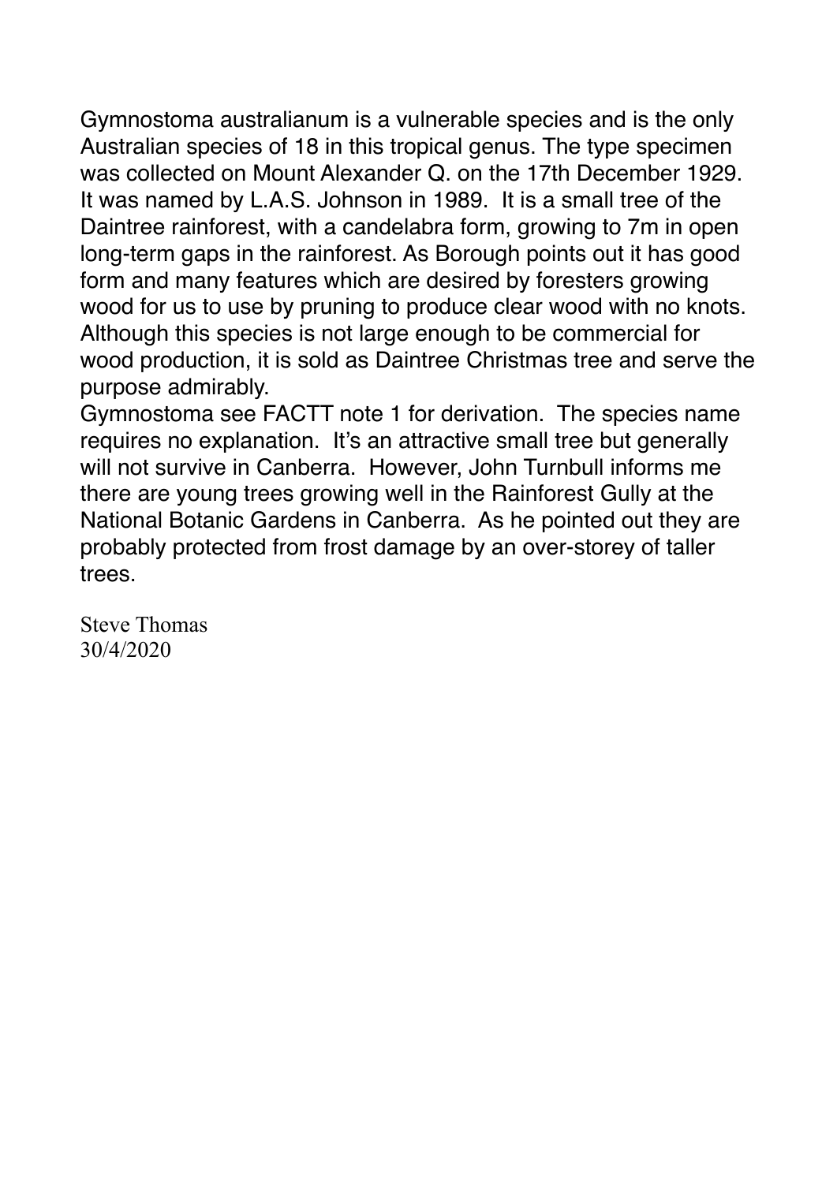Gymnostoma australianum is a vulnerable species and is the only Australian species of 18 in this tropical genus. The type specimen was collected on Mount Alexander Q. on the 17th December 1929. It was named by L.A.S. Johnson in 1989. It is a small tree of the Daintree rainforest, with a candelabra form, growing to 7m in open long-term gaps in the rainforest. As Borough points out it has good form and many features which are desired by foresters growing wood for us to use by pruning to produce clear wood with no knots. Although this species is not large enough to be commercial for wood production, it is sold as Daintree Christmas tree and serve the purpose admirably.

Gymnostoma see FACTT note 1 for derivation. The species name requires no explanation. It's an attractive small tree but generally will not survive in Canberra. However, John Turnbull informs me there are young trees growing well in the Rainforest Gully at the National Botanic Gardens in Canberra. As he pointed out they are probably protected from frost damage by an over-storey of taller trees.

Steve Thomas
30/4/2020